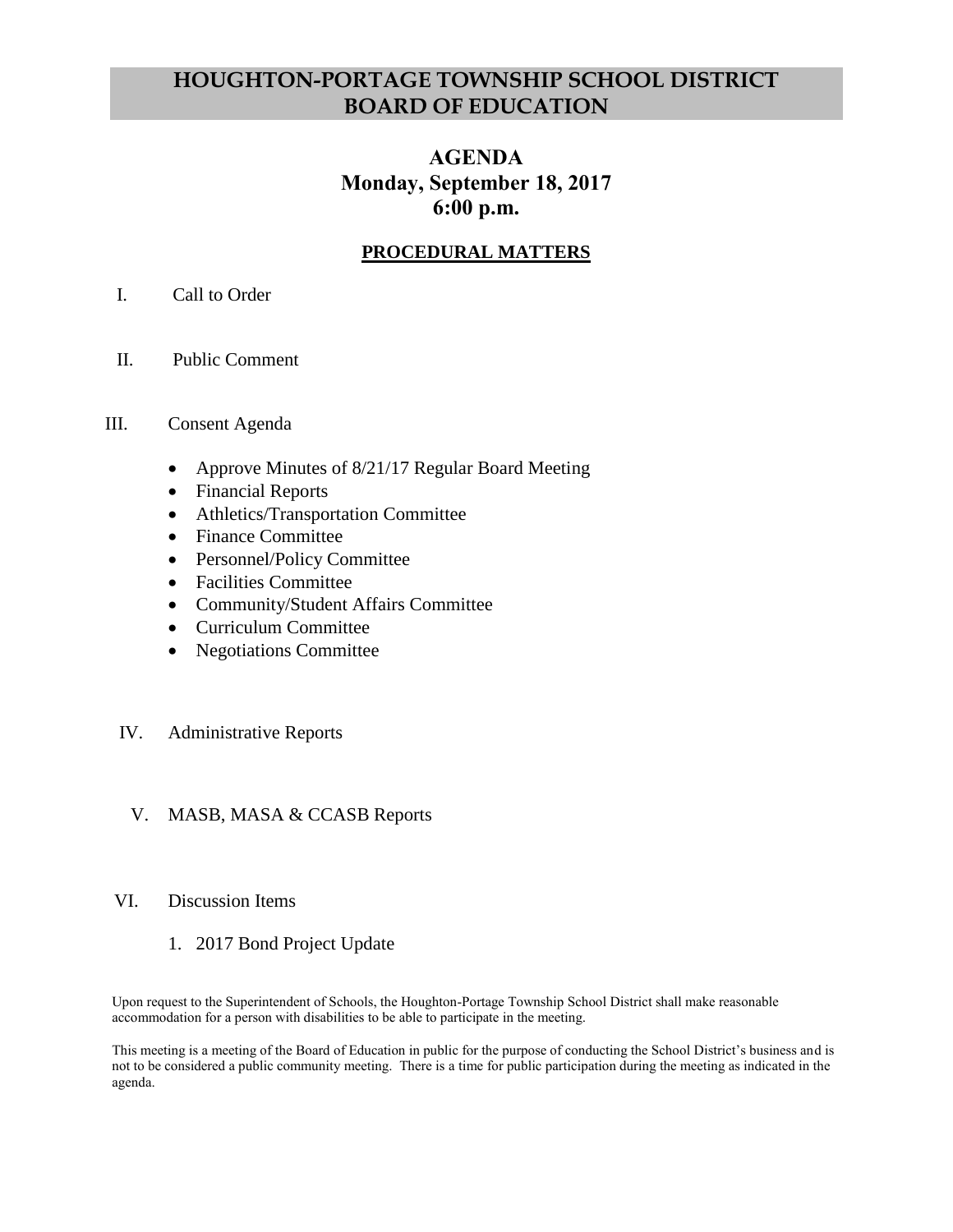# HOUGHTON-PORTAGE TOWNSHIP SCHOOL DISTRICT BOARD OF EDUCATION

## AGENDA
## Monday, September 18, 2017
## 6:00 p.m.

### PROCEDURAL MATTERS

I. Call to Order

II. Public Comment

III. Consent Agenda

- Approve Minutes of 8/21/17 Regular Board Meeting
- Financial Reports
- Athletics/Transportation Committee
- Finance Committee
- Personnel/Policy Committee
- Facilities Committee
- Community/Student Affairs Committee
- Curriculum Committee
- Negotiations Committee

IV. Administrative Reports

V. MASB, MASA & CCASB Reports

VI. Discussion Items

1. 2017 Bond Project Update

Upon request to the Superintendent of Schools, the Houghton-Portage Township School District shall make reasonable accommodation for a person with disabilities to be able to participate in the meeting.

This meeting is a meeting of the Board of Education in public for the purpose of conducting the School District's business and is not to be considered a public community meeting. There is a time for public participation during the meeting as indicated in the agenda.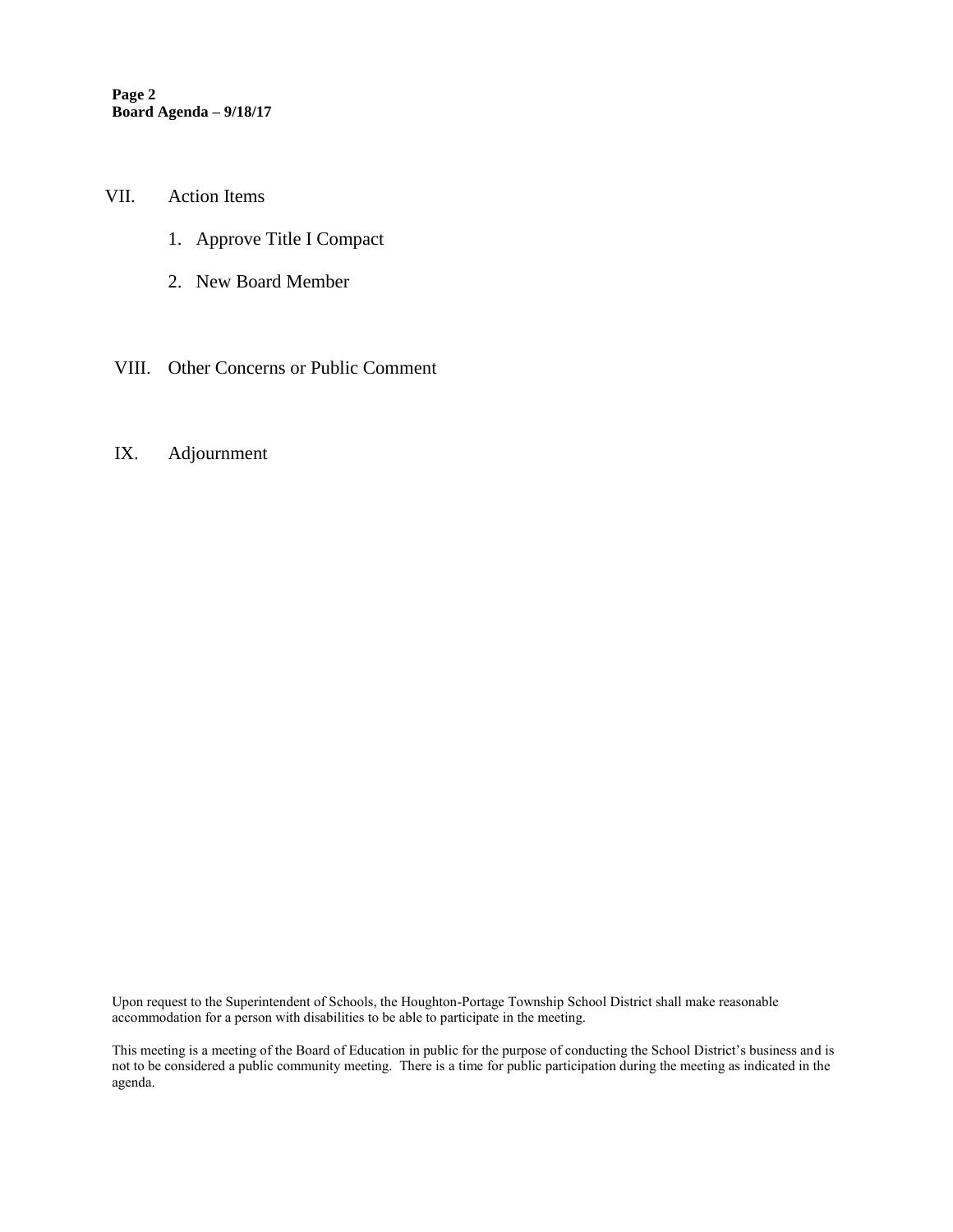VII. Action Items

1. Approve Title I Compact
2. New Board Member

VIII. Other Concerns or Public Comment

IX. Adjournment

Upon request to the Superintendent of Schools, the Houghton-Portage Township School District shall make reasonable accommodation for a person with disabilities to be able to participate in the meeting.

This meeting is a meeting of the Board of Education in public for the purpose of conducting the School District's business and is not to be considered a public community meeting. There is a time for public participation during the meeting as indicated in the agenda.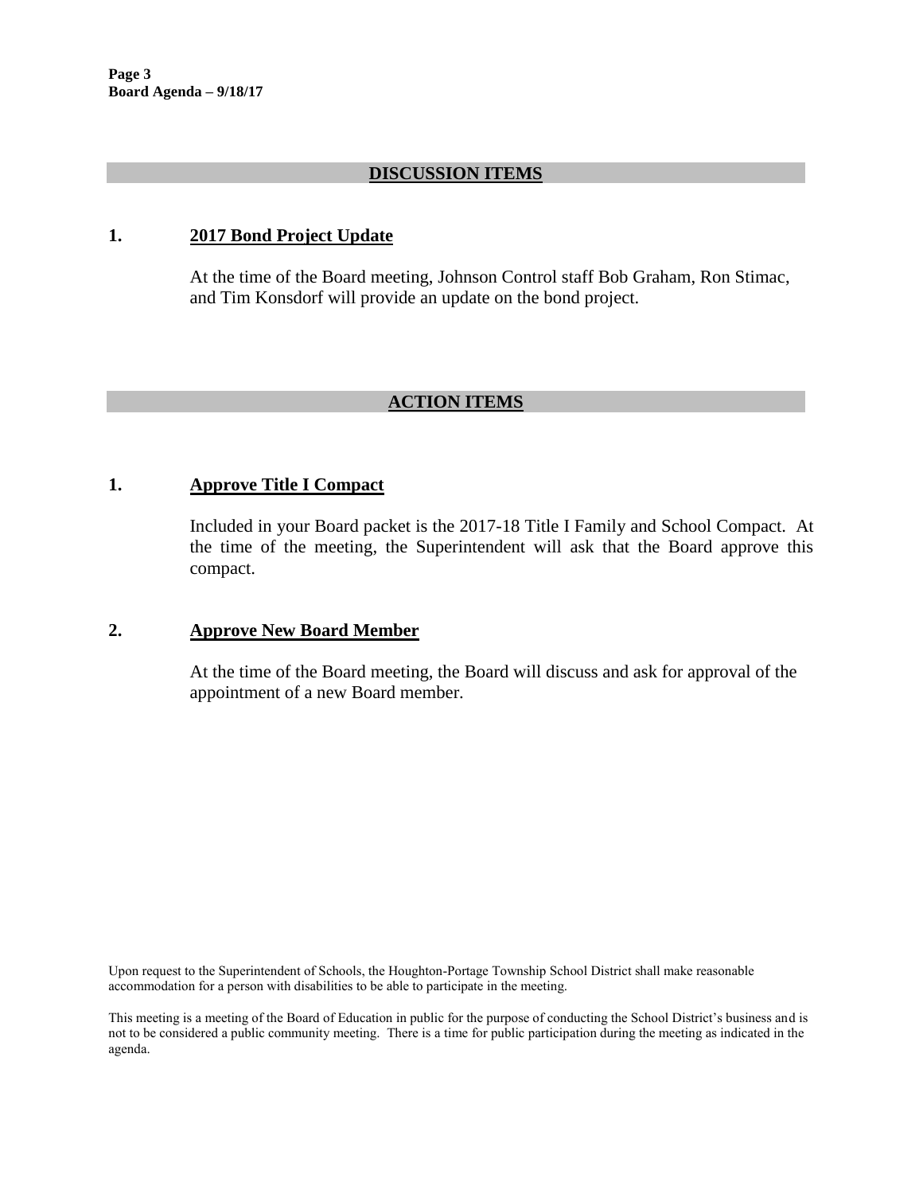## DISCUSSION ITEMS

### 1. 2017 Bond Project Update

At the time of the Board meeting, Johnson Control staff Bob Graham, Ron Stimac, and Tim Konsdorf will provide an update on the bond project.

## ACTION ITEMS

### 1. Approve Title I Compact

Included in your Board packet is the 2017-18 Title I Family and School Compact. At the time of the meeting, the Superintendent will ask that the Board approve this compact.

### 2. Approve New Board Member

At the time of the Board meeting, the Board will discuss and ask for approval of the appointment of a new Board member.

Upon request to the Superintendent of Schools, the Houghton-Portage Township School District shall make reasonable accommodation for a person with disabilities to be able to participate in the meeting.

This meeting is a meeting of the Board of Education in public for the purpose of conducting the School District's business and is not to be considered a public community meeting. There is a time for public participation during the meeting as indicated in the agenda.